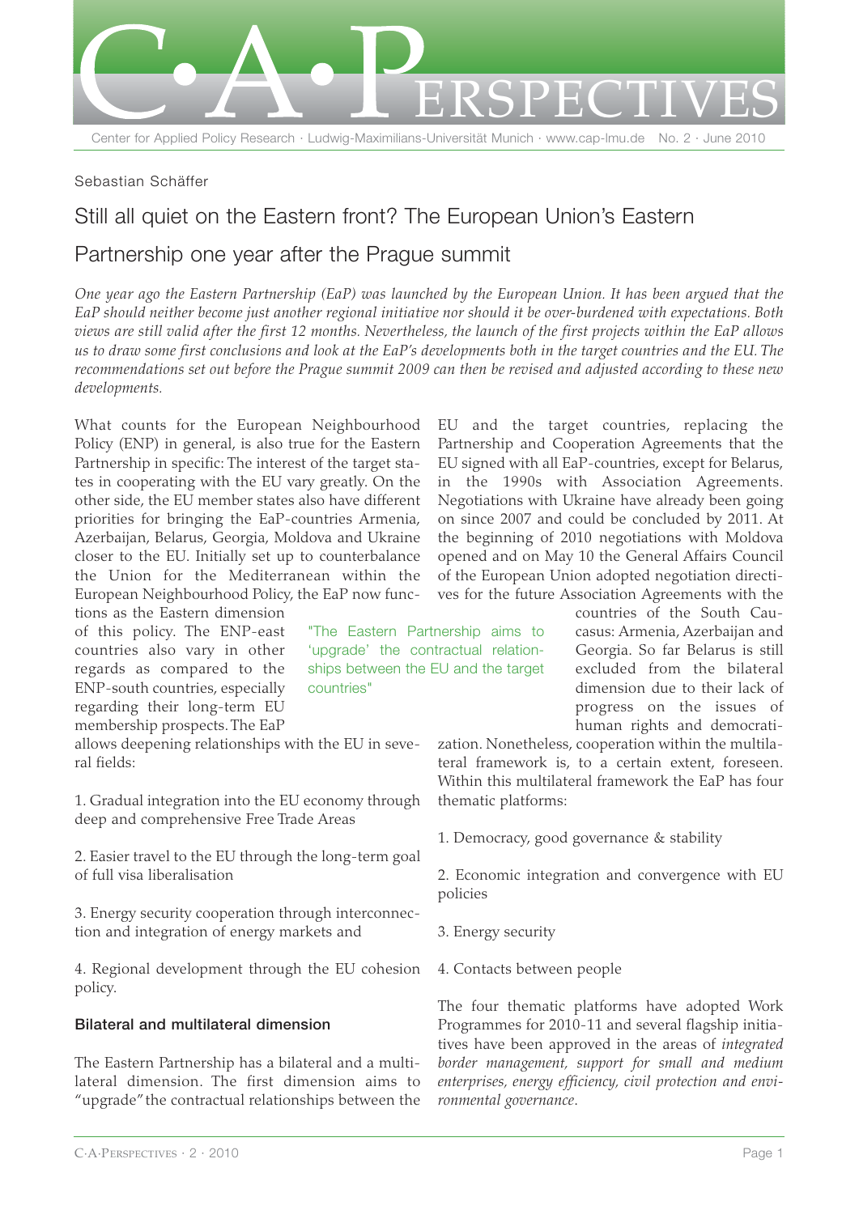Sebastian Schäffer

# Still all quiet on the Eastern front? The European Union's Eastern Partnership one year after the Prague summit

*One year ago the Eastern Partnership (EaP) was launched by the European Union. It has been argued that the EaP should neither become just another regional initiative nor should it be over-burdened with expectations. Both views are still valid after the first 12 months. Nevertheless, the launch of the first projects within the EaP allows us to draw some first conclusions and look at the EaP's developments both in the target countries and the EU. The recommendations set out before the Prague summit 2009 can then be revised and adjusted according to these new developments.*

What counts for the European Neighbourhood Policy (ENP) in general, is also true for the Eastern Partnership in specific: The interest of the target states in cooperating with the EU vary greatly. On the other side, the EU member states also have different priorities for bringing the EaP-countries Armenia, Azerbaijan, Belarus, Georgia, Moldova and Ukraine closer to the EU. Initially set up to counterbalance the Union for the Mediterranean within the European Neighbourhood Policy, the EaP now functions as the Eastern dimension of this policy. The ENP-east countries also vary in other regards as compared to the ENP-south countries, especially regarding their long-term EU membership prospects. The EaP allows deepening relationships with the EU in several fields:

1. Gradual integration into the EU economy through deep and comprehensive Free Trade Areas

2. Easier travel to the EU through the long-term goal of full visa liberalisation

3. Energy security cooperation through interconnection and integration of energy markets and

4. Regional development through the EU cohesion policy.

## Bilateral and multilateral dimension

The Eastern Partnership has a bilateral and a multilateral dimension. The first dimension aims to "upgrade" the contractual relationships between the EU and the target countries, replacing the Partnership and Cooperation Agreements that the EU signed with all EaP-countries, except for Belarus, in the 1990s with Association Agreements. Negotiations with Ukraine have already been going on since 2007 and could be concluded by 2011. At the beginning of 2010 negotiations with Moldova opened and on May 10 the General Affairs Council of the European Union adopted negotiation directives for the future Association Agreements with the countries of the South Caucasus: Armenia, Azerbaijan and Georgia. So far Belarus is still excluded from the bilateral dimension due to their lack of progress on the issues of human rights and democratization. Nonetheless, cooperation within the multilateral framework is, to a certain extent, foreseen. Within this multilateral framework the EaP has four thematic platforms:

> "The Eastern Partnership aims to 'upgrade' the contractual relationships between the EU and the target countries"

1. Democracy, good governance & stability

2. Economic integration and convergence with EU policies

3. Energy security

4. Contacts between people

The four thematic platforms have adopted Work Programmes for 2010-11 and several flagship initiatives have been approved in the areas of *integrated border management, support for small and medium enterprises, energy efficiency, civil protection and environmental governance.*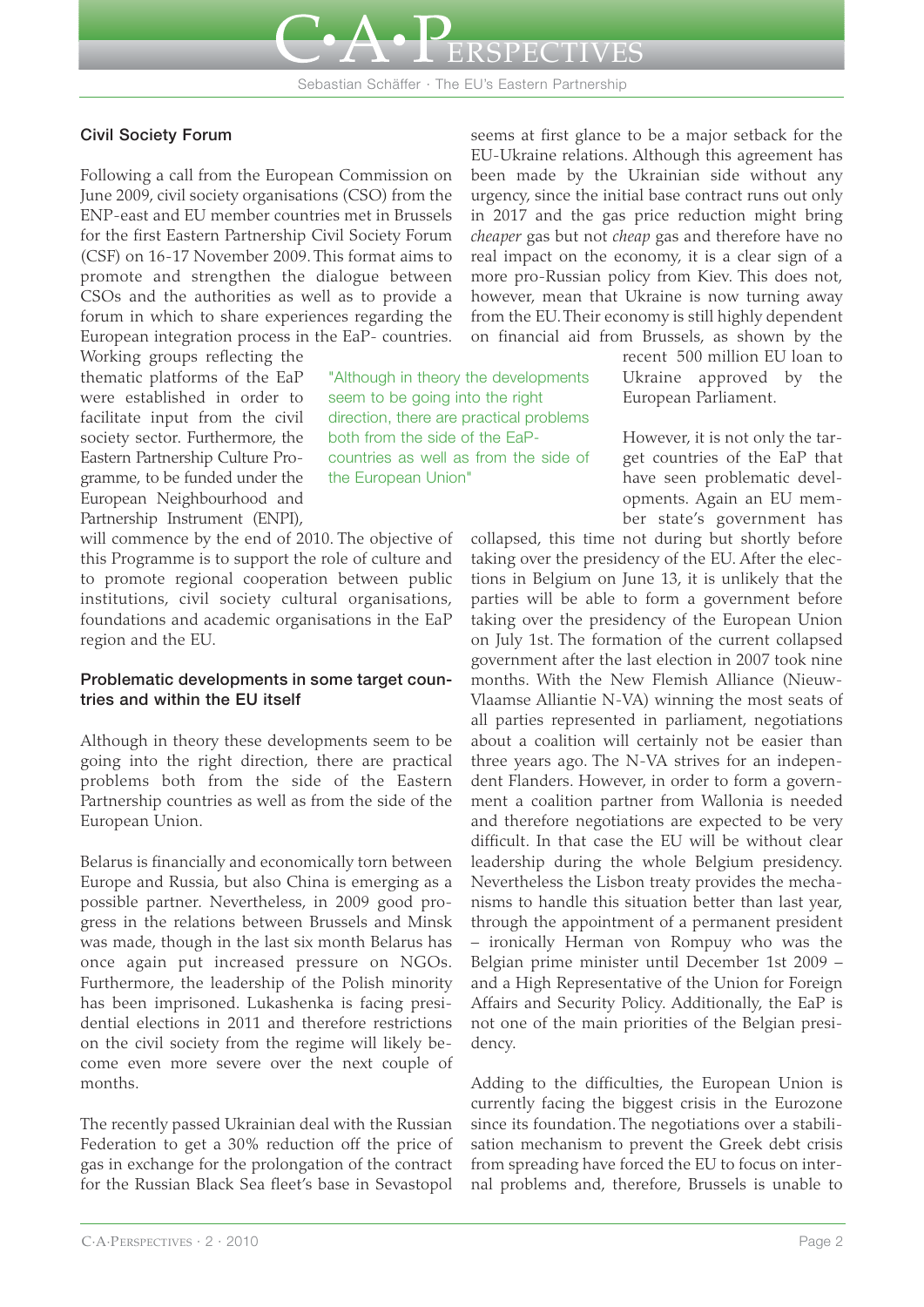### Civil Society Forum

Following a call from the European Commission on June 2009, civil society organisations (CSO) from the ENP-east and EU member countries met in Brussels for the first Eastern Partnership Civil Society Forum (CSF) on 16-17 November 2009. This format aims to promote and strengthen the dialogue between CSOs and the authorities as well as to provide a forum in which to share experiences regarding the European integration process in the EaP- countries. Working groups reflecting the thematic platforms of the EaP were established in order to facilitate input from the civil society sector. Furthermore, the Eastern Partnership Culture Programme, to be funded under the European Neighbourhood and Partnership Instrument (ENPI), will commence by the end of 2010. The objective of this Programme is to support the role of culture and to promote regional cooperation between public institutions, civil society cultural organisations, foundations and academic organisations in the EaP region and the EU.

### Problematic developments in some target countries and within the EU itself

Although in theory these developments seem to be going into the right direction, there are practical problems both from the side of the Eastern Partnership countries as well as from the side of the European Union.

Belarus is financially and economically torn between Europe and Russia, but also China is emerging as a possible partner. Nevertheless, in 2009 good progress in the relations between Brussels and Minsk was made, though in the last six month Belarus has once again put increased pressure on NGOs. Furthermore, the leadership of the Polish minority has been imprisoned. Lukashenka is facing presidential elections in 2011 and therefore restrictions on the civil society from the regime will likely become even more severe over the next couple of months.

The recently passed Ukrainian deal with the Russian Federation to get a 30% reduction off the price of gas in exchange for the prolongation of the contract for the Russian Black Sea fleet's base in Sevastopol seems at first glance to be a major setback for the EU-Ukraine relations. Although this agreement has been made by the Ukrainian side without any urgency, since the initial base contract runs out only in 2017 and the gas price reduction might bring *cheaper* gas but not *cheap* gas and therefore have no real impact on the economy, it is a clear sign of a more pro-Russian policy from Kiev. This does not, however, mean that Ukraine is now turning away from the EU. Their economy is still highly dependent on financial aid from Brussels, as shown by the recent 500 million EU loan to Ukraine approved by the European Parliament.

> "Although in theory the developments seem to be going into the right direction, there are practical problems both from the side of the EaP-countries as well as from the side of the European Union"

However, it is not only the target countries of the EaP that have seen problematic developments. Again an EU member state's government has collapsed, this time not during but shortly before taking over the presidency of the EU. After the elections in Belgium on June 13, it is unlikely that the parties will be able to form a government before taking over the presidency of the European Union on July 1st. The formation of the current collapsed government after the last election in 2007 took nine months. With the New Flemish Alliance (Nieuw-Vlaamse Alliantie N-VA) winning the most seats of all parties represented in parliament, negotiations about a coalition will certainly not be easier than three years ago. The N-VA strives for an independent Flanders. However, in order to form a government a coalition partner from Wallonia is needed and therefore negotiations are expected to be very difficult. In that case the EU will be without clear leadership during the whole Belgium presidency. Nevertheless the Lisbon treaty provides the mechanisms to handle this situation better than last year, through the appointment of a permanent president – ironically Herman von Rompuy who was the Belgian prime minister until December 1st 2009 – and a High Representative of the Union for Foreign Affairs and Security Policy. Additionally, the EaP is not one of the main priorities of the Belgian presidency.

Adding to the difficulties, the European Union is currently facing the biggest crisis in the Eurozone since its foundation. The negotiations over a stabilisation mechanism to prevent the Greek debt crisis from spreading have forced the EU to focus on internal problems and, therefore, Brussels is unable to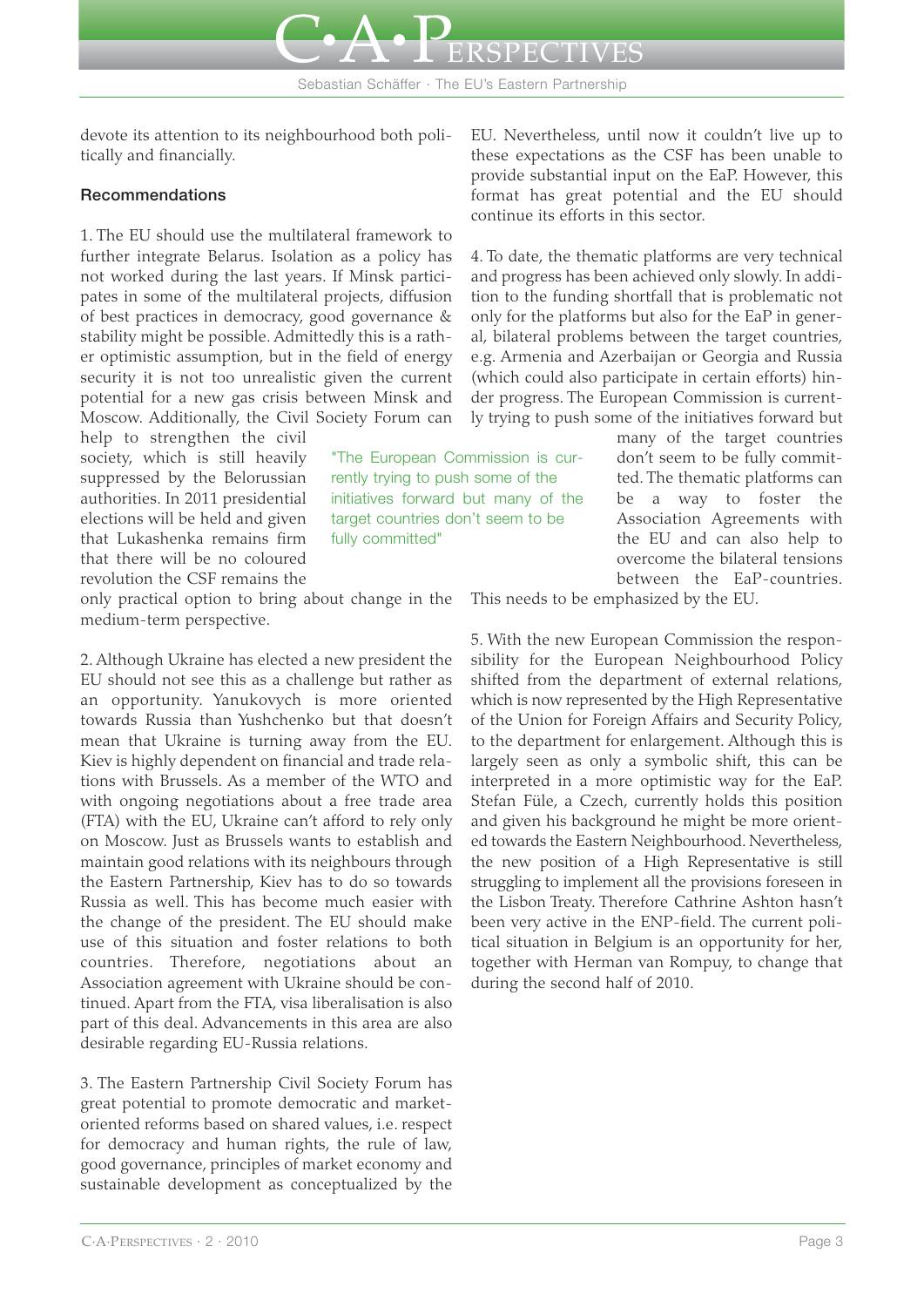devote its attention to its neighbourhood both politically and financially.

### Recommendations

1. The EU should use the multilateral framework to further integrate Belarus. Isolation as a policy has not worked during the last years. If Minsk participates in some of the multilateral projects, diffusion of best practices in democracy, good governance & stability might be possible. Admittedly this is a rather optimistic assumption, but in the field of energy security it is not too unrealistic given the current potential for a new gas crisis between Minsk and Moscow. Additionally, the Civil Society Forum can help to strengthen the civil society, which is still heavily suppressed by the Belorussian authorities. In 2011 presidential elections will be held and given that Lukashenka remains firm that there will be no coloured revolution the CSF remains the only practical option to bring about change in the medium-term perspective.

2. Although Ukraine has elected a new president the EU should not see this as a challenge but rather as an opportunity. Yanukovych is more oriented towards Russia than Yushchenko but that doesn't mean that Ukraine is turning away from the EU. Kiev is highly dependent on financial and trade relations with Brussels. As a member of the WTO and with ongoing negotiations about a free trade area (FTA) with the EU, Ukraine can't afford to rely only on Moscow. Just as Brussels wants to establish and maintain good relations with its neighbours through the Eastern Partnership, Kiev has to do so towards Russia as well. This has become much easier with the change of the president. The EU should make use of this situation and foster relations to both countries. Therefore, negotiations about an Association agreement with Ukraine should be continued. Apart from the FTA, visa liberalisation is also part of this deal. Advancements in this area are also desirable regarding EU-Russia relations.

3. The Eastern Partnership Civil Society Forum has great potential to promote democratic and market-oriented reforms based on shared values, i.e. respect for democracy and human rights, the rule of law, good governance, principles of market economy and sustainable development as conceptualized by the EU. Nevertheless, until now it couldn't live up to these expectations as the CSF has been unable to provide substantial input on the EaP. However, this format has great potential and the EU should continue its efforts in this sector.

4. To date, the thematic platforms are very technical and progress has been achieved only slowly. In addition to the funding shortfall that is problematic not only for the platforms but also for the EaP in general, bilateral problems between the target countries, e.g. Armenia and Azerbaijan or Georgia and Russia (which could also participate in certain efforts) hinder progress. The European Commission is currently trying to push some of the initiatives forward but many of the target countries don't seem to be fully committed. The thematic platforms can be a way to foster the Association Agreements with the EU and can also help to overcome the bilateral tensions between the EaP-countries. This needs to be emphasized by the EU.

> "The European Commission is currently trying to push some of the initiatives forward but many of the target countries don't seem to be fully committed"

5. With the new European Commission the responsibility for the European Neighbourhood Policy shifted from the department of external relations, which is now represented by the High Representative of the Union for Foreign Affairs and Security Policy, to the department for enlargement. Although this is largely seen as only a symbolic shift, this can be interpreted in a more optimistic way for the EaP. Stefan Füle, a Czech, currently holds this position and given his background he might be more oriented towards the Eastern Neighbourhood. Nevertheless, the new position of a High Representative is still struggling to implement all the provisions foreseen in the Lisbon Treaty. Therefore Cathrine Ashton hasn't been very active in the ENP-field. The current political situation in Belgium is an opportunity for her, together with Herman van Rompuy, to change that during the second half of 2010.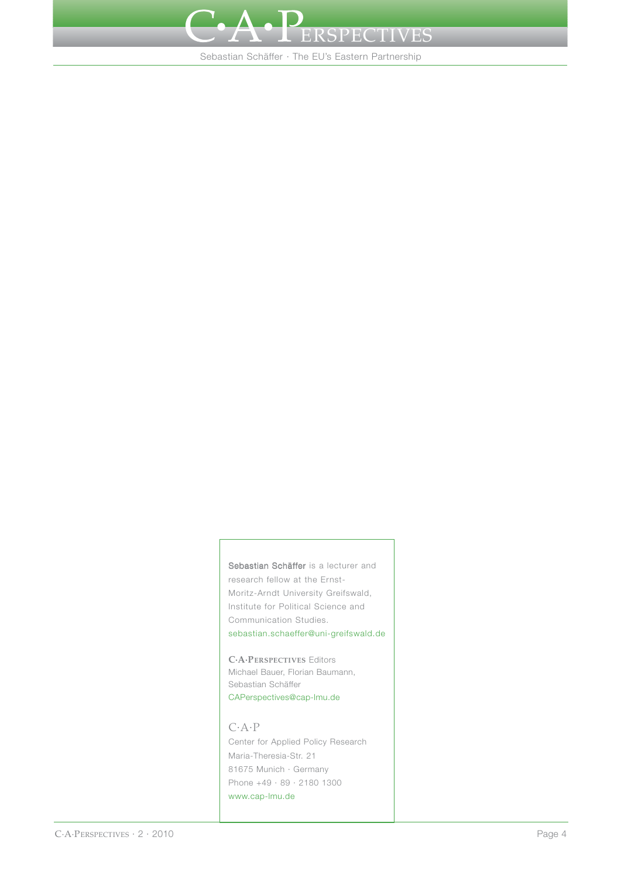**Sebastian Schäffer** is a lecturer and research fellow at the Ernst-Moritz-Arndt University Greifswald, Institute for Political Science and Communication Studies.
sebastian.schaeffer@uni-greifswald.de

**C·A·Perspectives** Editors
Michael Bauer, Florian Baumann, Sebastian Schäffer
CAPerspectives@cap-lmu.de

C·A·P
Center for Applied Policy Research
Maria-Theresia-Str. 21
81675 Munich · Germany
Phone +49 · 89 · 2180 1300
www.cap-lmu.de